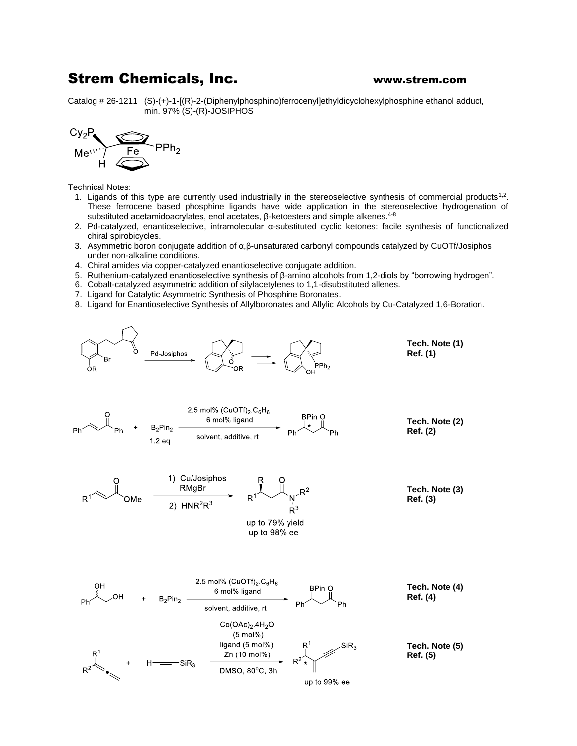# Strem Chemicals, Inc.

**www.strem.com**

Catalog # 26-1211 (S)-(+)-1-[(R)-2-(Diphenylphosphino)ferrocenyl]ethyldicyclohexylphosphine ethanol adduct, min. 97% (S)-(R)-JOSIPHOS

Technical Notes:

1. Ligands of this type are currently used industrially in the stereoselective synthesis of commercial products[1,2]. These ferrocene based phosphine ligands have wide application in the stereoselective hydrogenation of substituted acetamidoacrylates, enol acetates, β-ketoesters and simple alkenes.[4-8]
2. Pd-catalyzed, enantioselective, intramolecular α-substituted cyclic ketones: facile synthesis of functionalized chiral spirobicycles.
3. Asymmetric boron conjugate addition of α,β-unsaturated carbonyl compounds catalyzed by CuOTf/Josiphos under non-alkaline conditions.
4. Chiral amides via copper-catalyzed enantioselective conjugate addition.
5. Ruthenium-catalyzed enantioselective synthesis of β-amino alcohols from 1,2-diols by "borrowing hydrogen".
6. Cobalt-catalyzed asymmetric addition of silylacetylenes to 1,1-disubstituted allenes.
7. Ligand for Catalytic Asymmetric Synthesis of Phosphine Boronates.
8. Ligand for Enantioselective Synthesis of Allylboronates and Allylic Alcohols by Cu-Catalyzed 1,6-Boration.

Pd-Josiphos

**Tech. Note (1)**
**Ref. (1)**

2.5 mol% $(CuOTf)_2.C_6H_6$, 6 mol% ligand; $B_2Pin_2$ 1.2 eq; solvent, additive, rt

**Tech. Note (2)**
**Ref. (2)**

1) Cu/Josiphos RMgBr; 2) $HNR^2R^3$

up to 79% yield
up to 98% ee

**Tech. Note (3)**
**Ref. (3)**

2.5 mol% $(CuOTf)_2.C_6H_6$, 6 mol% ligand; $B_2Pin_2$; solvent, additive, rt

**Tech. Note (4)**
**Ref. (4)**

$Co(OAc)_2.4H_2O$ (5 mol%), ligand (5 mol%), Zn (10 mol%); DMSO, 80°C, 3h

up to 99% ee

**Tech. Note (5)**
**Ref. (5)**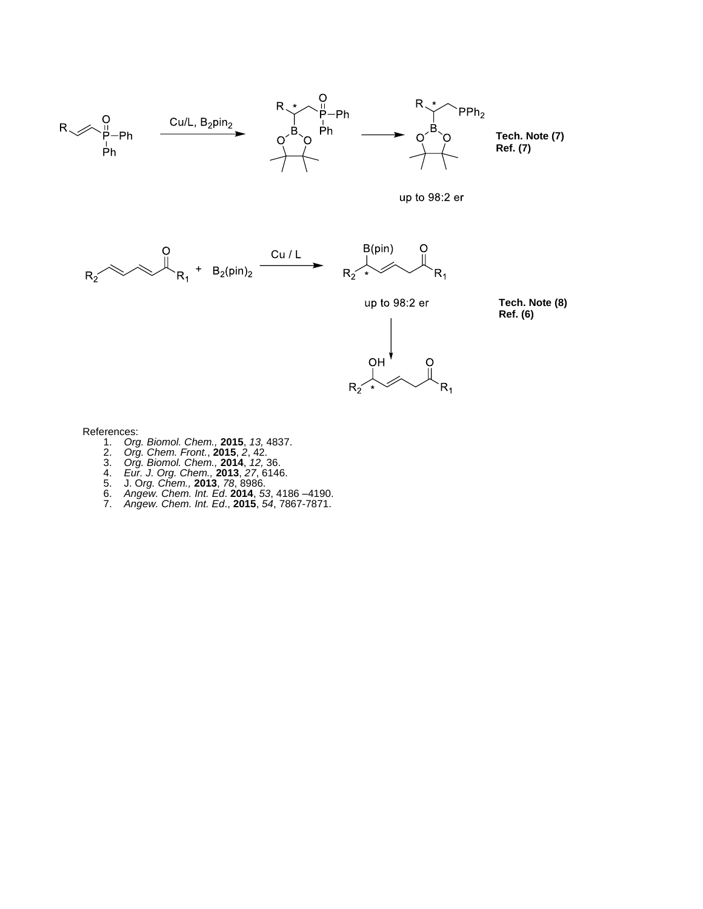Cu/L, $B_2pin_2$

up to 98:2 er

**Tech. Note (7)**
**Ref. (7)**

Cu / L

up to 98:2 er

**Tech. Note (8)**
**Ref. (6)**

References:

1. *Org. Biomol. Chem.,* **2015**, *13,* 4837.
2. *Org. Chem. Front.*, **2015**, *2*, 42.
3. *Org. Biomol. Chem.,* **2014**, *12,* 36.
4. *Eur. J. Org. Chem.,* **2013**, *27*, 6146.
5. J. O*rg. Chem.,* **2013**, *78*, 8986.
6. *Angew. Chem. Int. Ed*. **2014**, *53*, 4186 –4190.
7. *Angew. Chem. Int. Ed*., **2015**, *54*, 7867-7871.